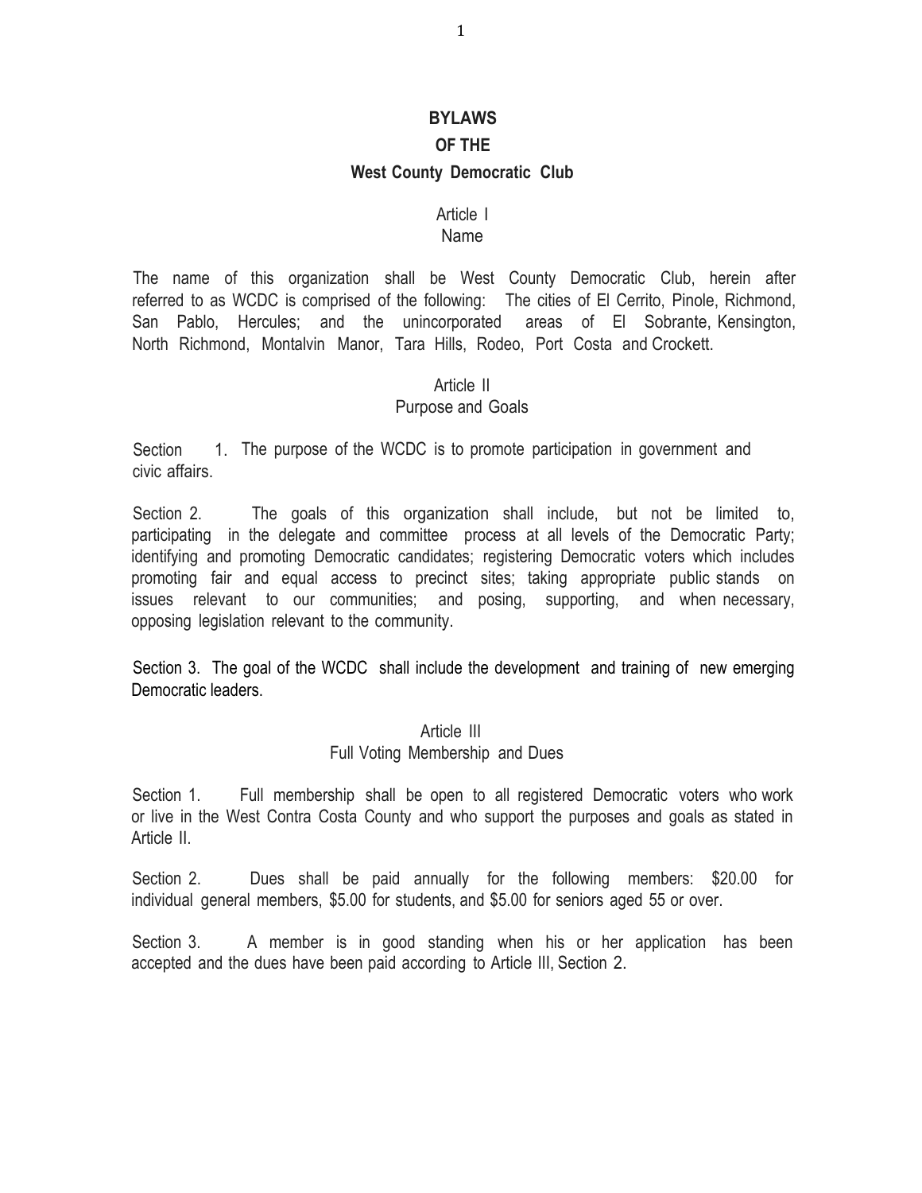# BYLAWS

# OF THE

# West County Democratic Club

## Article I
## Name

The name of this organization shall be West County Democratic Club, herein after referred to as WCDC is comprised of the following: The cities of El Cerrito, Pinole, Richmond, San Pablo, Hercules; and the unincorporated areas of El Sobrante, Kensington, North Richmond, Montalvin Manor, Tara Hills, Rodeo, Port Costa and Crockett.

## Article II
## Purpose and Goals

Section 1. The purpose of the WCDC is to promote participation in government and civic affairs.

Section 2. The goals of this organization shall include, but not be limited to, participating in the delegate and committee process at all levels of the Democratic Party; identifying and promoting Democratic candidates; registering Democratic voters which includes promoting fair and equal access to precinct sites; taking appropriate public stands on issues relevant to our communities; and posing, supporting, and when necessary, opposing legislation relevant to the community.

Section 3. The goal of the WCDC shall include the development and training of new emerging Democratic leaders.

## Article III
## Full Voting Membership and Dues

Section 1. Full membership shall be open to all registered Democratic voters who work or live in the West Contra Costa County and who support the purposes and goals as stated in Article II.

Section 2. Dues shall be paid annually for the following members: $20.00 for individual general members, $5.00 for students, and $5.00 for seniors aged 55 or over.

Section 3. A member is in good standing when his or her application has been accepted and the dues have been paid according to Article III, Section 2.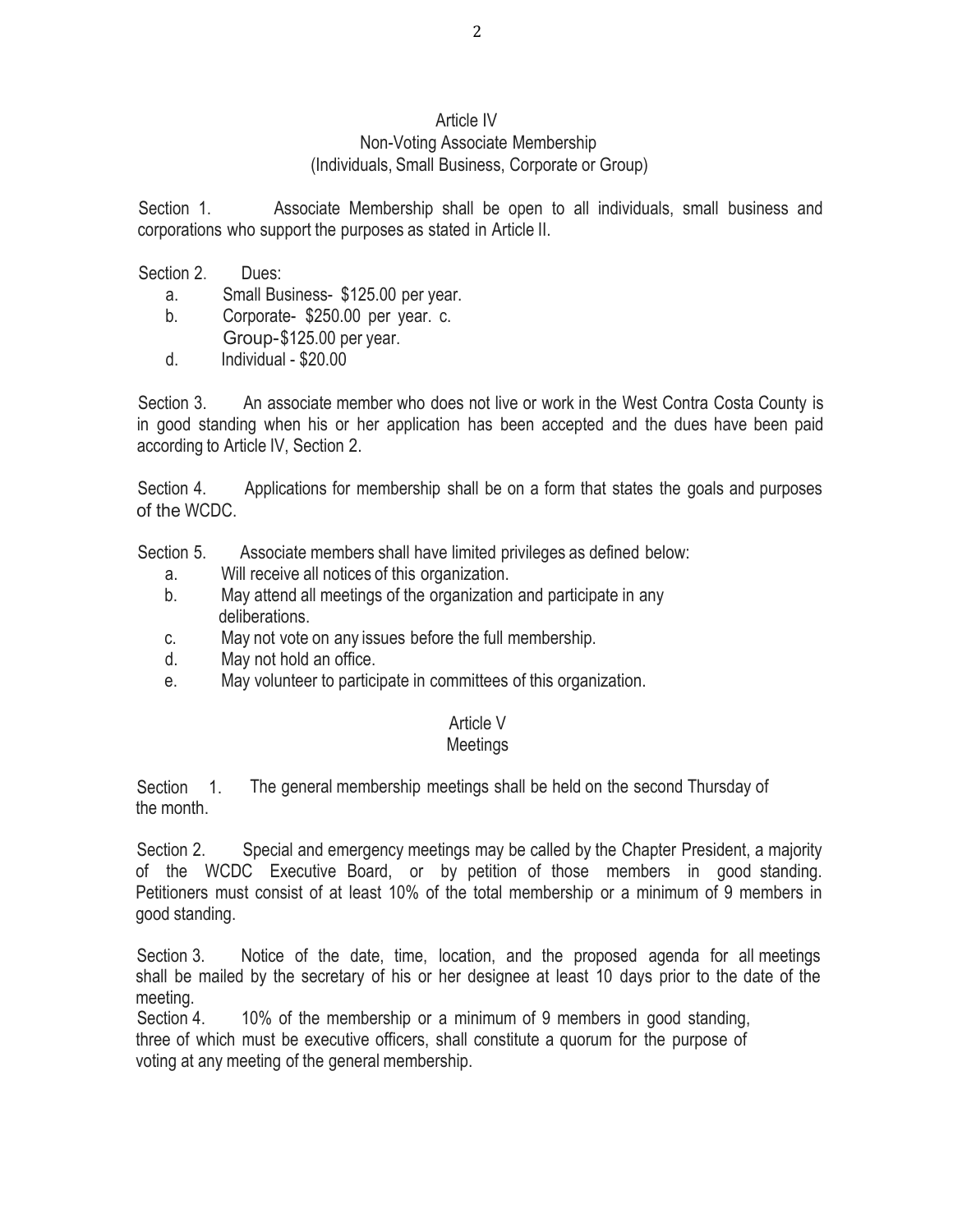## Article IV
### Non-Voting Associate Membership
### (Individuals, Small Business, Corporate or Group)

Section 1. Associate Membership shall be open to all individuals, small business and corporations who support the purposes as stated in Article II.

Section 2. Dues:

- a. Small Business- $125.00 per year.
- b. Corporate- $250.00 per year. c. Group-$125.00 per year.
- d. Individual - $20.00

Section 3. An associate member who does not live or work in the West Contra Costa County is in good standing when his or her application has been accepted and the dues have been paid according to Article IV, Section 2.

Section 4. Applications for membership shall be on a form that states the goals and purposes of the WCDC.

Section 5. Associate members shall have limited privileges as defined below:

- a. Will receive all notices of this organization.
- b. May attend all meetings of the organization and participate in any deliberations.
- c. May not vote on any issues before the full membership.
- d. May not hold an office.
- e. May volunteer to participate in committees of this organization.

## Article V
### Meetings

Section 1. The general membership meetings shall be held on the second Thursday of the month.

Section 2. Special and emergency meetings may be called by the Chapter President, a majority of the WCDC Executive Board, or by petition of those members in good standing. Petitioners must consist of at least 10% of the total membership or a minimum of 9 members in good standing.

Section 3. Notice of the date, time, location, and the proposed agenda for all meetings shall be mailed by the secretary of his or her designee at least 10 days prior to the date of the meeting.

Section 4. 10% of the membership or a minimum of 9 members in good standing, three of which must be executive officers, shall constitute a quorum for the purpose of voting at any meeting of the general membership.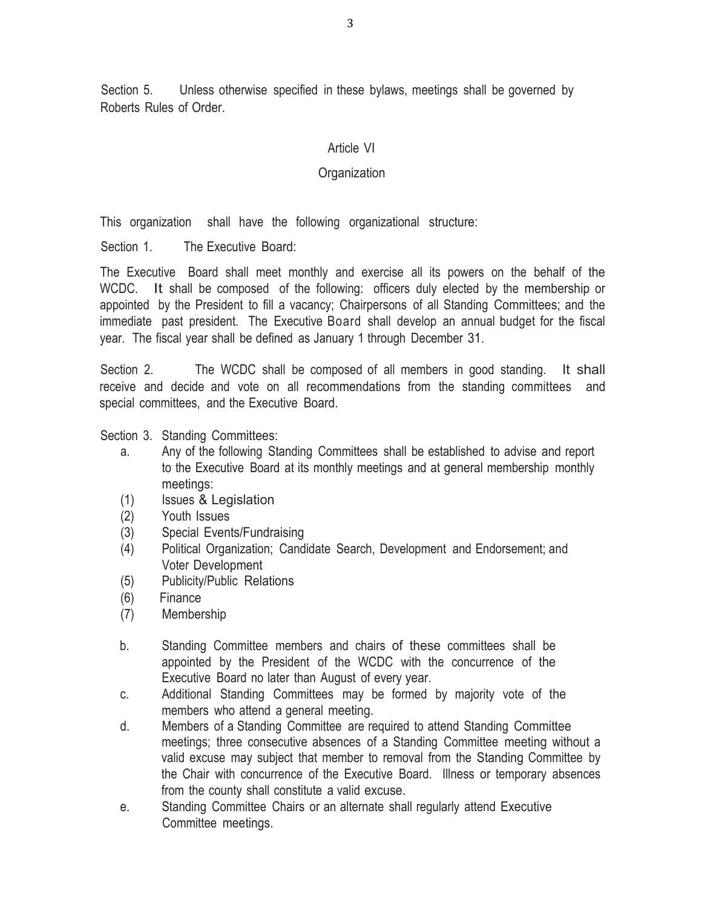Section 5. Unless otherwise specified in these bylaws, meetings shall be governed by Roberts Rules of Order.

## Article VI

## Organization

This organization shall have the following organizational structure:

Section 1. The Executive Board:

The Executive Board shall meet monthly and exercise all its powers on the behalf of the WCDC. It shall be composed of the following: officers duly elected by the membership or appointed by the President to fill a vacancy; Chairpersons of all Standing Committees; and the immediate past president. The Executive Board shall develop an annual budget for the fiscal year. The fiscal year shall be defined as January 1 through December 31.

Section 2. The WCDC shall be composed of all members in good standing. It shall receive and decide and vote on all recommendations from the standing committees and special committees, and the Executive Board.

Section 3. Standing Committees:

a. Any of the following Standing Committees shall be established to advise and report to the Executive Board at its monthly meetings and at general membership monthly meetings:

(1) Issues & Legislation
(2) Youth Issues
(3) Special Events/Fundraising
(4) Political Organization; Candidate Search, Development and Endorsement; and Voter Development
(5) Publicity/Public Relations
(6) Finance
(7) Membership

b. Standing Committee members and chairs of these committees shall be appointed by the President of the WCDC with the concurrence of the Executive Board no later than August of every year.

c. Additional Standing Committees may be formed by majority vote of the members who attend a general meeting.

d. Members of a Standing Committee are required to attend Standing Committee meetings; three consecutive absences of a Standing Committee meeting without a valid excuse may subject that member to removal from the Standing Committee by the Chair with concurrence of the Executive Board. Illness or temporary absences from the county shall constitute a valid excuse.

e. Standing Committee Chairs or an alternate shall regularly attend Executive Committee meetings.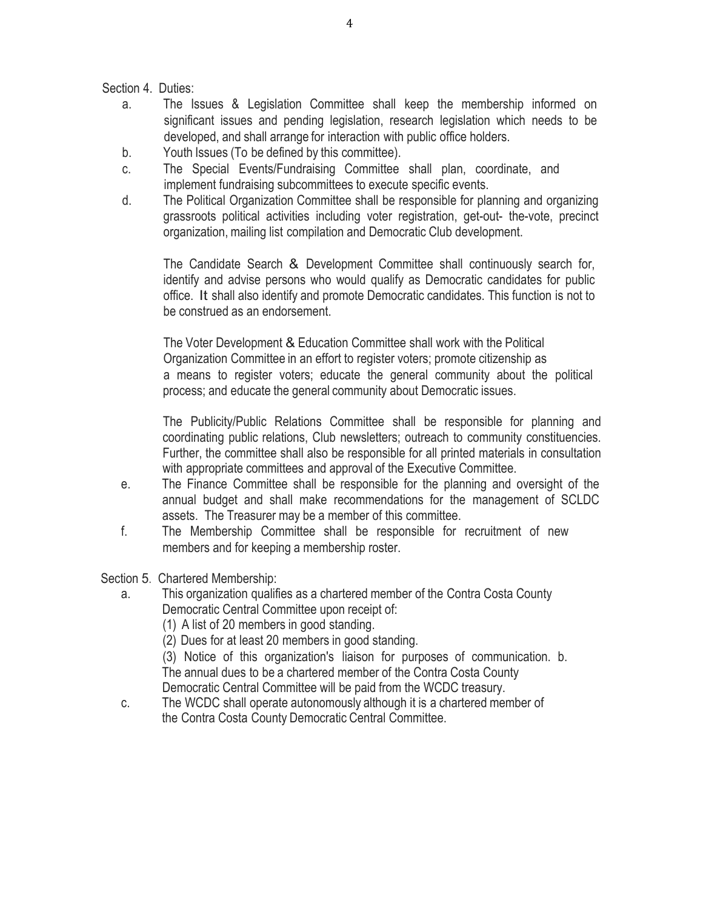Section 4. Duties:

a. The Issues & Legislation Committee shall keep the membership informed on significant issues and pending legislation, research legislation which needs to be developed, and shall arrange for interaction with public office holders.

b. Youth Issues (To be defined by this committee).

c. The Special Events/Fundraising Committee shall plan, coordinate, and implement fundraising subcommittees to execute specific events.

d. The Political Organization Committee shall be responsible for planning and organizing grassroots political activities including voter registration, get-out- the-vote, precinct organization, mailing list compilation and Democratic Club development.

The Candidate Search & Development Committee shall continuously search for, identify and advise persons who would qualify as Democratic candidates for public office. It shall also identify and promote Democratic candidates. This function is not to be construed as an endorsement.

The Voter Development & Education Committee shall work with the Political Organization Committee in an effort to register voters; promote citizenship as a means to register voters; educate the general community about the political process; and educate the general community about Democratic issues.

The Publicity/Public Relations Committee shall be responsible for planning and coordinating public relations, Club newsletters; outreach to community constituencies. Further, the committee shall also be responsible for all printed materials in consultation with appropriate committees and approval of the Executive Committee.

e. The Finance Committee shall be responsible for the planning and oversight of the annual budget and shall make recommendations for the management of SCLDC assets. The Treasurer may be a member of this committee.

f. The Membership Committee shall be responsible for recruitment of new members and for keeping a membership roster.

Section 5. Chartered Membership:

a. This organization qualifies as a chartered member of the Contra Costa County Democratic Central Committee upon receipt of:
   (1) A list of 20 members in good standing.
   (2) Dues for at least 20 members in good standing.
   (3) Notice of this organization's liaison for purposes of communication.

b. The annual dues to be a chartered member of the Contra Costa County Democratic Central Committee will be paid from the WCDC treasury.

c. The WCDC shall operate autonomously although it is a chartered member of the Contra Costa County Democratic Central Committee.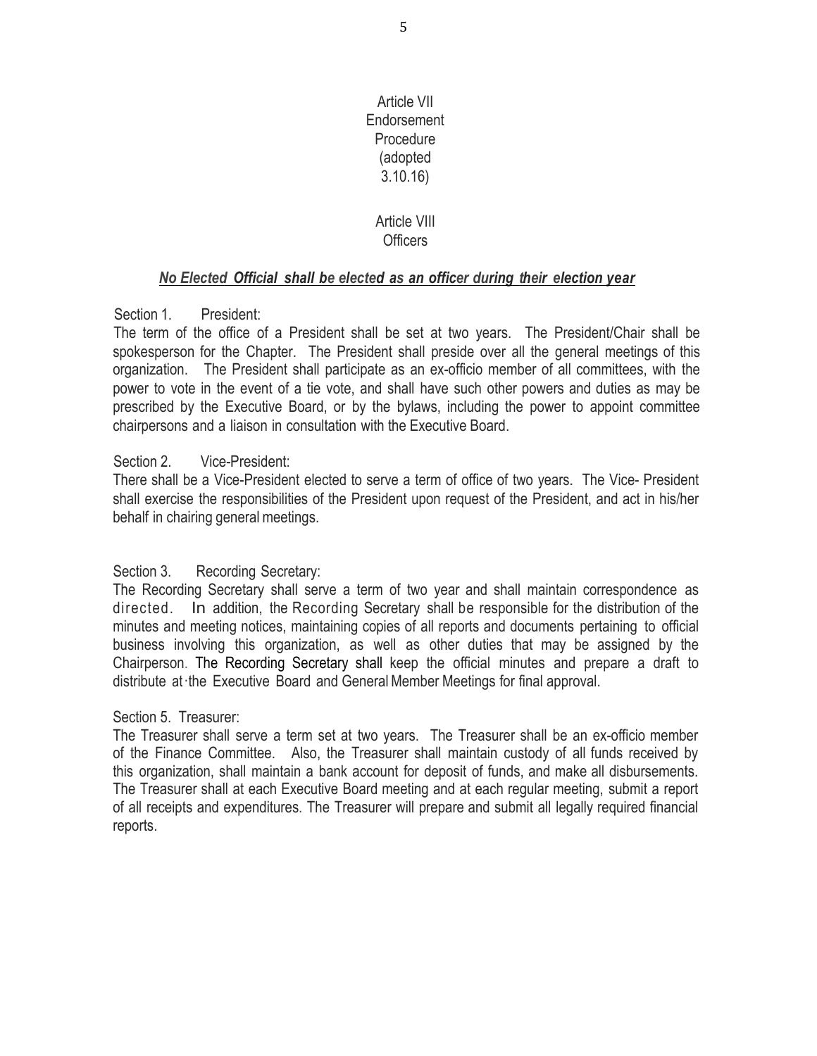## Article VII
## Endorsement Procedure
## (adopted 3.10.16)

## Article VIII
## Officers

***No Elected Official shall be elected as an officer during their election year***

Section 1. President:

The term of the office of a President shall be set at two years. The President/Chair shall be spokesperson for the Chapter. The President shall preside over all the general meetings of this organization. The President shall participate as an ex-officio member of all committees, with the power to vote in the event of a tie vote, and shall have such other powers and duties as may be prescribed by the Executive Board, or by the bylaws, including the power to appoint committee chairpersons and a liaison in consultation with the Executive Board.

Section 2. Vice-President:

There shall be a Vice-President elected to serve a term of office of two years. The Vice- President shall exercise the responsibilities of the President upon request of the President, and act in his/her behalf in chairing general meetings.

Section 3. Recording Secretary:

The Recording Secretary shall serve a term of two year and shall maintain correspondence as directed. In addition, the Recording Secretary shall be responsible for the distribution of the minutes and meeting notices, maintaining copies of all reports and documents pertaining to official business involving this organization, as well as other duties that may be assigned by the Chairperson. The Recording Secretary shall keep the official minutes and prepare a draft to distribute at the Executive Board and General Member Meetings for final approval.

Section 5. Treasurer:

The Treasurer shall serve a term set at two years. The Treasurer shall be an ex-officio member of the Finance Committee. Also, the Treasurer shall maintain custody of all funds received by this organization, shall maintain a bank account for deposit of funds, and make all disbursements. The Treasurer shall at each Executive Board meeting and at each regular meeting, submit a report of all receipts and expenditures. The Treasurer will prepare and submit all legally required financial reports.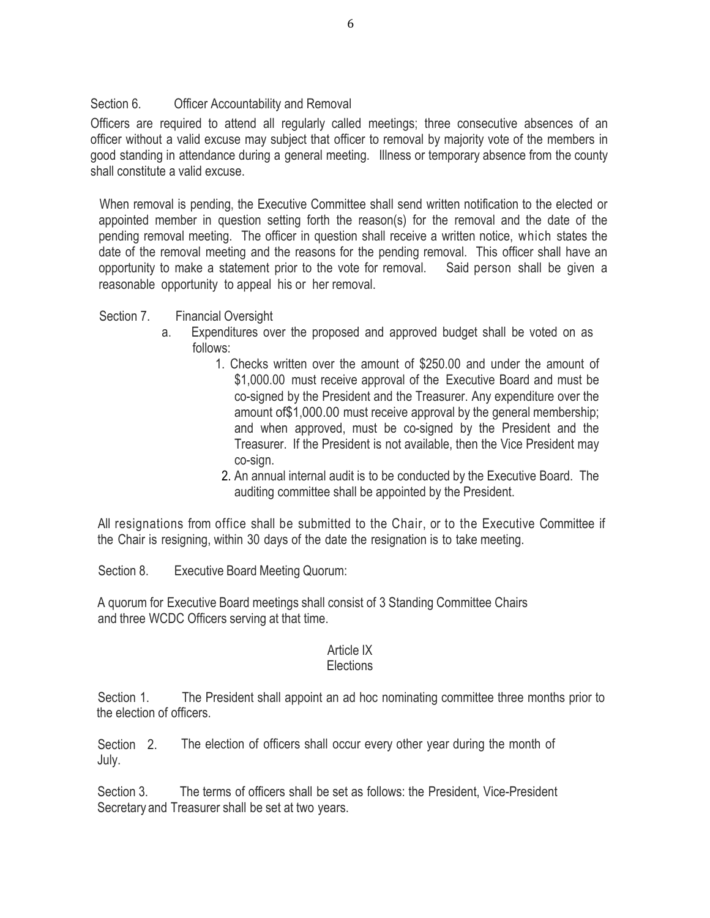Section 6. Officer Accountability and Removal

Officers are required to attend all regularly called meetings; three consecutive absences of an officer without a valid excuse may subject that officer to removal by majority vote of the members in good standing in attendance during a general meeting. Illness or temporary absence from the county shall constitute a valid excuse.

When removal is pending, the Executive Committee shall send written notification to the elected or appointed member in question setting forth the reason(s) for the removal and the date of the pending removal meeting. The officer in question shall receive a written notice, which states the date of the removal meeting and the reasons for the pending removal. This officer shall have an opportunity to make a statement prior to the vote for removal. Said person shall be given a reasonable opportunity to appeal his or her removal.

Section 7. Financial Oversight

a. Expenditures over the proposed and approved budget shall be voted on as follows:
   1. Checks written over the amount of $250.00 and under the amount of $1,000.00 must receive approval of the Executive Board and must be co-signed by the President and the Treasurer. Any expenditure over the amount of$1,000.00 must receive approval by the general membership; and when approved, must be co-signed by the President and the Treasurer. If the President is not available, then the Vice President may co-sign.
   2. An annual internal audit is to be conducted by the Executive Board. The auditing committee shall be appointed by the President.

All resignations from office shall be submitted to the Chair, or to the Executive Committee if the Chair is resigning, within 30 days of the date the resignation is to take meeting.

Section 8. Executive Board Meeting Quorum:

A quorum for Executive Board meetings shall consist of 3 Standing Committee Chairs and three WCDC Officers serving at that time.

## Article IX
## Elections

Section 1. The President shall appoint an ad hoc nominating committee three months prior to the election of officers.

Section 2. The election of officers shall occur every other year during the month of July.

Section 3. The terms of officers shall be set as follows: the President, Vice-President Secretary and Treasurer shall be set at two years.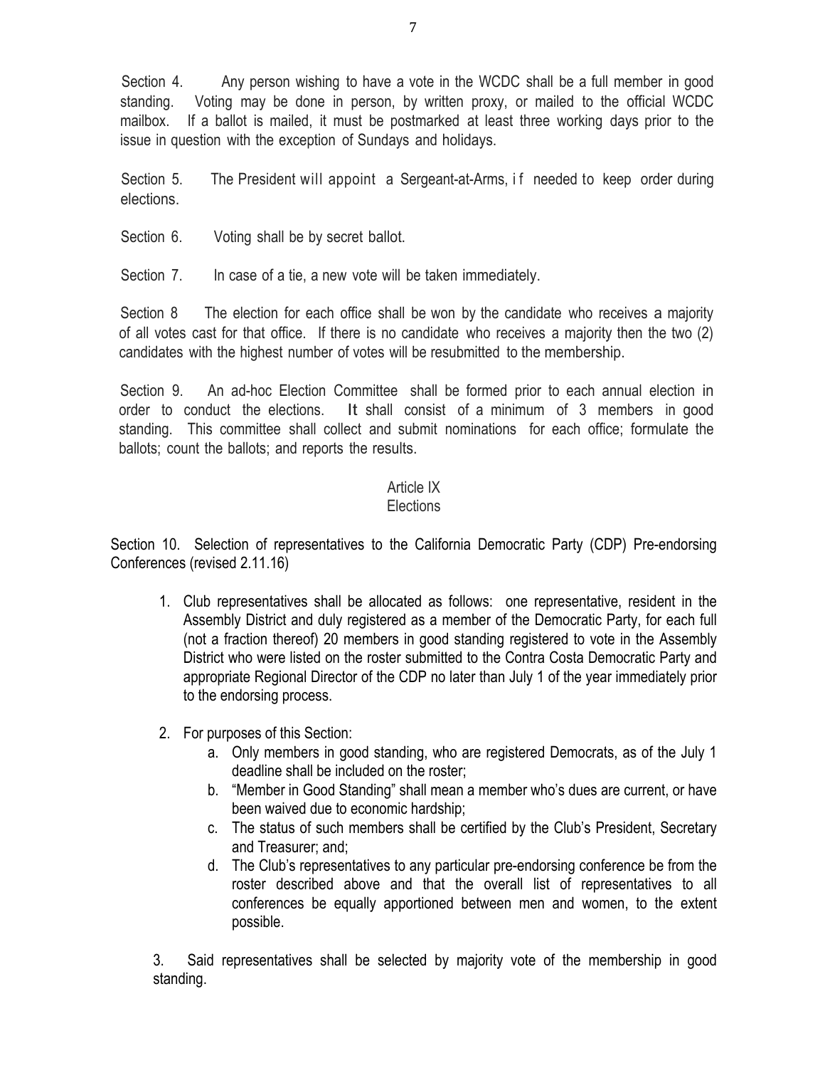Section 4. Any person wishing to have a vote in the WCDC shall be a full member in good standing. Voting may be done in person, by written proxy, or mailed to the official WCDC mailbox. If a ballot is mailed, it must be postmarked at least three working days prior to the issue in question with the exception of Sundays and holidays.

Section 5. The President will appoint a Sergeant-at-Arms, if needed to keep order during elections.

Section 6. Voting shall be by secret ballot.

Section 7. In case of a tie, a new vote will be taken immediately.

Section 8 The election for each office shall be won by the candidate who receives a majority of all votes cast for that office. If there is no candidate who receives a majority then the two (2) candidates with the highest number of votes will be resubmitted to the membership.

Section 9. An ad-hoc Election Committee shall be formed prior to each annual election in order to conduct the elections. It shall consist of a minimum of 3 members in good standing. This committee shall collect and submit nominations for each office; formulate the ballots; count the ballots; and reports the results.

## Article IX
## Elections

Section 10. Selection of representatives to the California Democratic Party (CDP) Pre-endorsing Conferences (revised 2.11.16)

1. Club representatives shall be allocated as follows: one representative, resident in the Assembly District and duly registered as a member of the Democratic Party, for each full (not a fraction thereof) 20 members in good standing registered to vote in the Assembly District who were listed on the roster submitted to the Contra Costa Democratic Party and appropriate Regional Director of the CDP no later than July 1 of the year immediately prior to the endorsing process.

2. For purposes of this Section:
   a. Only members in good standing, who are registered Democrats, as of the July 1 deadline shall be included on the roster;
   b. "Member in Good Standing" shall mean a member who's dues are current, or have been waived due to economic hardship;
   c. The status of such members shall be certified by the Club's President, Secretary and Treasurer; and;
   d. The Club's representatives to any particular pre-endorsing conference be from the roster described above and that the overall list of representatives to all conferences be equally apportioned between men and women, to the extent possible.

3. Said representatives shall be selected by majority vote of the membership in good standing.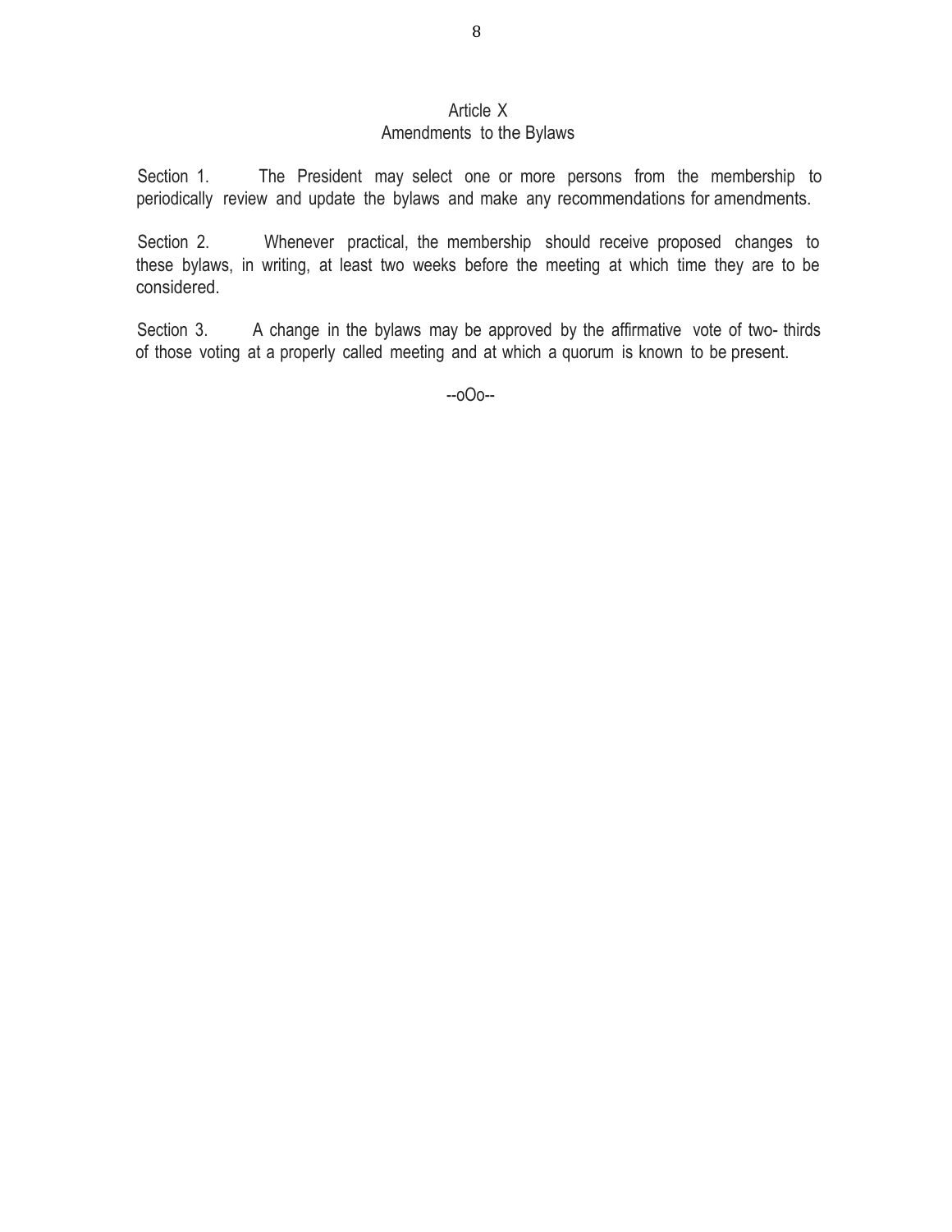## Article X
## Amendments to the Bylaws

Section 1. The President may select one or more persons from the membership to periodically review and update the bylaws and make any recommendations for amendments.

Section 2. Whenever practical, the membership should receive proposed changes to these bylaws, in writing, at least two weeks before the meeting at which time they are to be considered.

Section 3. A change in the bylaws may be approved by the affirmative vote of two- thirds of those voting at a properly called meeting and at which a quorum is known to be present.

--oOo--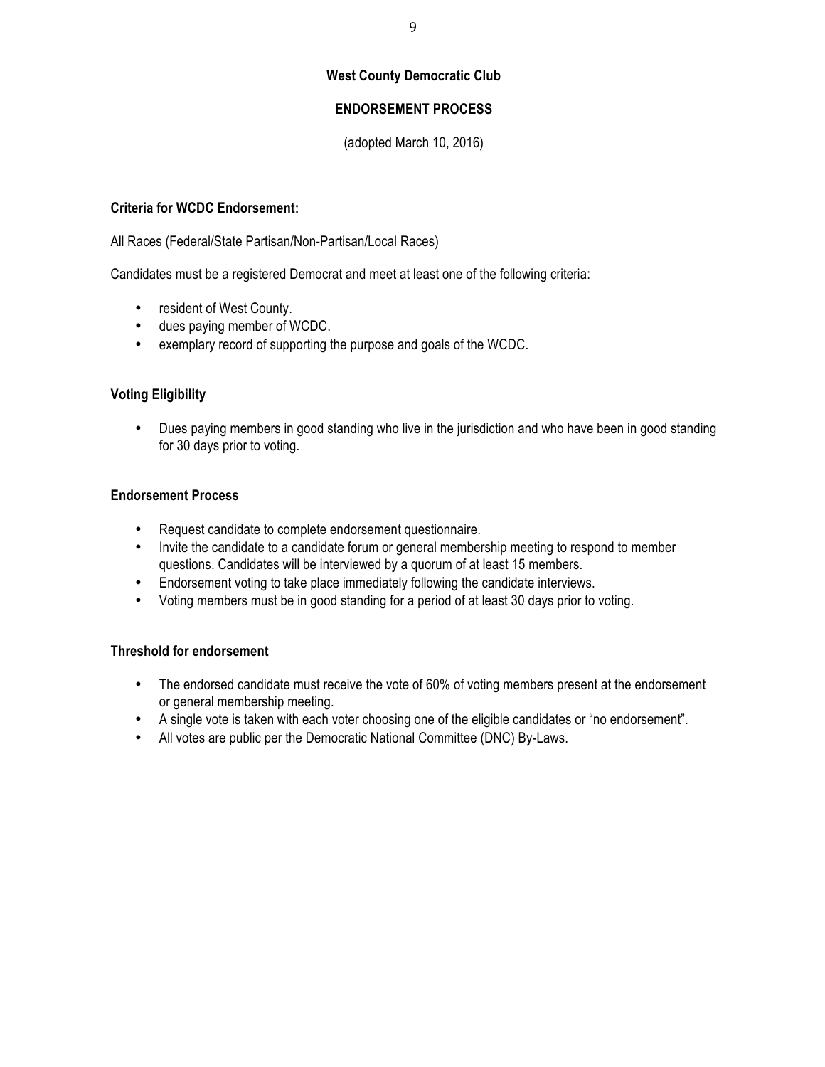# West County Democratic Club

## ENDORSEMENT PROCESS

(adopted March 10, 2016)

### Criteria for WCDC Endorsement:

All Races (Federal/State Partisan/Non-Partisan/Local Races)

Candidates must be a registered Democrat and meet at least one of the following criteria:

- resident of West County.
- dues paying member of WCDC.
- exemplary record of supporting the purpose and goals of the WCDC.

### Voting Eligibility

- Dues paying members in good standing who live in the jurisdiction and who have been in good standing for 30 days prior to voting.

### Endorsement Process

- Request candidate to complete endorsement questionnaire.
- Invite the candidate to a candidate forum or general membership meeting to respond to member questions. Candidates will be interviewed by a quorum of at least 15 members.
- Endorsement voting to take place immediately following the candidate interviews.
- Voting members must be in good standing for a period of at least 30 days prior to voting.

### Threshold for endorsement

- The endorsed candidate must receive the vote of 60% of voting members present at the endorsement or general membership meeting.
- A single vote is taken with each voter choosing one of the eligible candidates or "no endorsement".
- All votes are public per the Democratic National Committee (DNC) By-Laws.